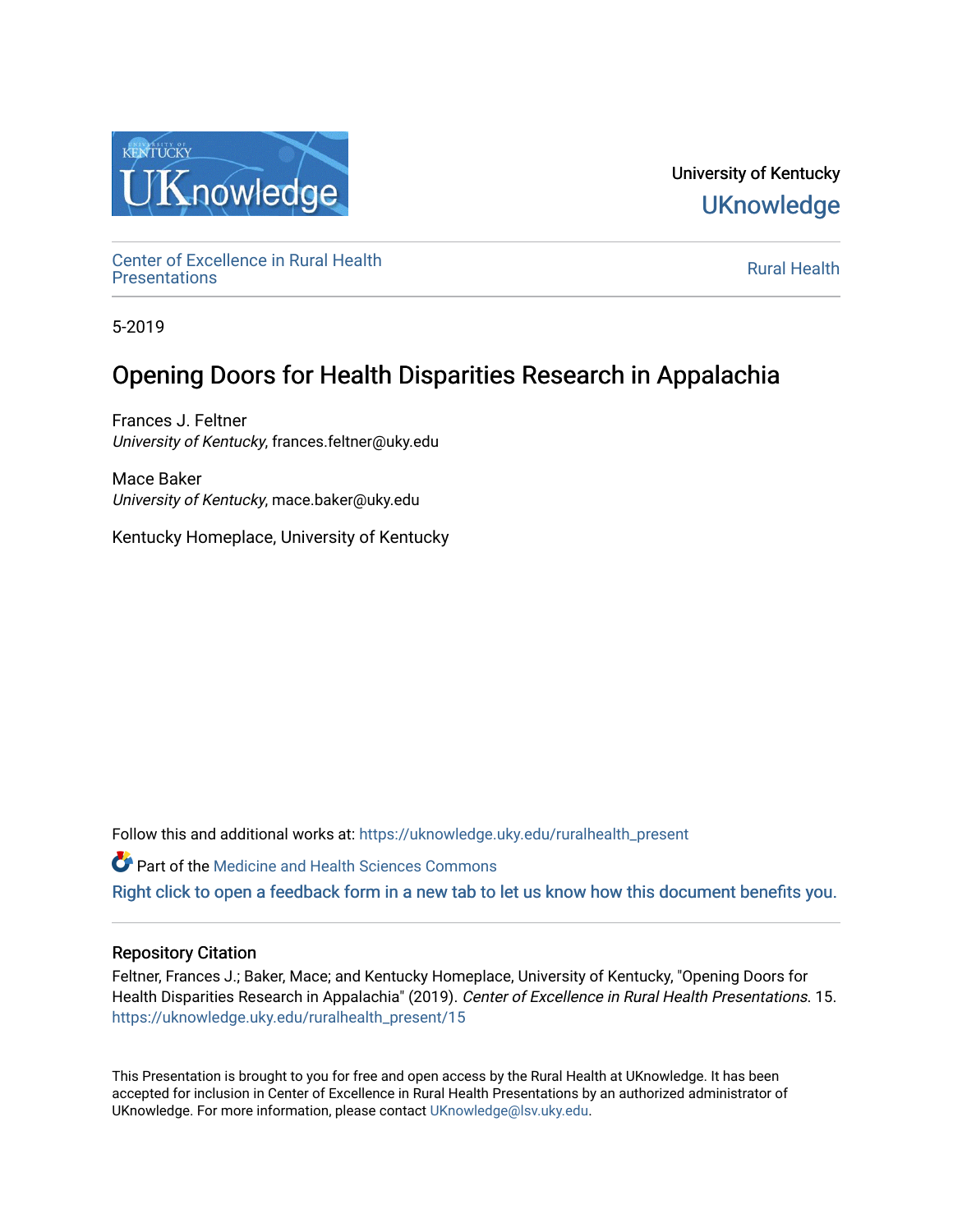University of Kentucky

UKnowledge

Center of Excellence in Rural Health Presentations

Rural Health

5-2019

# Opening Doors for Health Disparities Research in Appalachia

Frances J. Feltner
*University of Kentucky*, frances.feltner@uky.edu

Mace Baker
*University of Kentucky*, mace.baker@uky.edu

Kentucky Homeplace, University of Kentucky

Follow this and additional works at: https://uknowledge.uky.edu/ruralhealth_present

Part of the Medicine and Health Sciences Commons

Right click to open a feedback form in a new tab to let us know how this document benefits you.

## Repository Citation

Feltner, Frances J.; Baker, Mace; and Kentucky Homeplace, University of Kentucky, "Opening Doors for Health Disparities Research in Appalachia" (2019). *Center of Excellence in Rural Health Presentations*. 15.
https://uknowledge.uky.edu/ruralhealth_present/15

This Presentation is brought to you for free and open access by the Rural Health at UKnowledge. It has been accepted for inclusion in Center of Excellence in Rural Health Presentations by an authorized administrator of UKnowledge. For more information, please contact UKnowledge@lsv.uky.edu.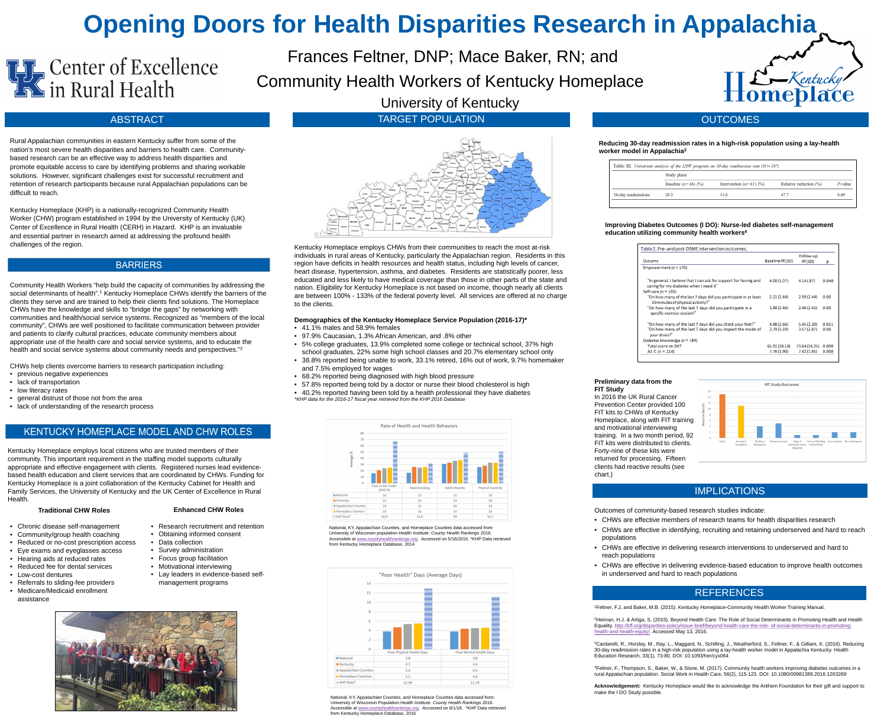# Opening Doors for Health Disparities Research in Appalachia

Center of Excellence in Rural Health

Frances Feltner, DNP; Mace Baker, RN; and

Community Health Workers of Kentucky Homeplace

University of Kentucky

Kentucky Homeplace

## ABSTRACT

Rural Appalachian communities in eastern Kentucky suffer from some of the nation's most severe health disparities and barriers to health care. Community-based research can be an effective way to address health disparities and promote equitable access to care by identifying problems and sharing workable solutions. However, significant challenges exist for successful recruitment and retention of research participants because rural Appalachian populations can be difficult to reach.

Kentucky Homeplace (KHP) is a nationally-recognized Community Health Worker (CHW) program established in 1994 by the University of Kentucky (UK) Center of Excellence in Rural Health (CERH) in Hazard. KHP is an invaluable and essential partner in research aimed at addressing the profound health challenges of the region.

## BARRIERS

Community Health Workers "help build the capacity of communities by addressing the social determinants of health".[1] Kentucky Homeplace CHWs identify the barriers of the clients they serve and are trained to help their clients find solutions. The Homeplace CHWs have the knowledge and skills to "bridge the gaps" by networking with communities and health/social service systems. Recognized as "members of the local community", CHWs are well positioned to facilitate communication between provider and patients to clarify cultural practices, educate community members about appropriate use of the health care and social service systems, and to educate the health and social service systems about community needs and perspectives."[2]

CHWs help clients overcome barriers to research participation including:

- previous negative experiences
- lack of transportation
- low literacy rates
- general distrust of those not from the area
- lack of understanding of the research process

## KENTUCKY HOMEPLACE MODEL AND CHW ROLES

Kentucky Homeplace employs local citizens who are trusted members of their community. This important requirement in the staffing model supports culturally appropriate and effective engagement with clients. Registered nurses lead evidence-based health education and client services that are coordinated by CHWs. Funding for Kentucky Homeplace is a joint collaboration of the Kentucky Cabinet for Health and Family Services, the University of Kentucky and the UK Center of Excellence in Rural Health.

**Traditional CHW Roles**

- Chronic disease self-management
- Community/group health coaching
- Reduced or no-cost prescription access
- Eye exams and eyeglasses access
- Hearing aids at reduced rates
- Reduced fee for dental services
- Low-cost dentures
- Referrals to sliding-fee providers
- Medicare/Medicaid enrollment assistance

**Enhanced CHW Roles**

- Research recruitment and retention
- Obtaining informed consent
- Data collection
- Survey administration
- Focus group facilitation
- Motivational interviewing
- Lay leaders in evidence-based self-management programs

## TARGET POPULATION

Kentucky Homeplace employs CHWs from their communities to reach the most at-risk individuals in rural areas of Kentucky, particularly the Appalachian region. Residents in this region have deficits in health resources and health status, including high levels of cancer, heart disease, hypertension, asthma, and diabetes. Residents are statistically poorer, less educated and less likely to have medical coverage than those in other parts of the state and nation. Eligibility for Kentucky Homeplace is not based on income, though nearly all clients are between 100% - 133% of the federal poverty level. All services are offered at no charge to the clients.

**Demographics of the Kentucky Homeplace Service Population (2016-17)***

- 41.1% males and 58.9% females
- 97.9% Caucasian, 1.3% African American, and .8% other
- 5% college graduates, 13.9% completed some college or technical school, 37% high school graduates, 22% some high school classes and 20.7% elementary school only
- 38.8% reported being unable to work, 33.1% retired, 16% out of work, 9.7% homemaker and 7.5% employed for wages
- 68.2% reported being diagnosed with high blood pressure
- 57.8% reported being told by a doctor or nurse their blood cholesterol is high
- 40.2% reported having been told by a health professional they have diabetes

*KHP data for the 2016-17 fiscal year retrieved from the KHP 2016 Database*

Rate of Health and Health Behaviors

| | Poor or fair health (AVG %) | Adult Smoking | Adult Obesity | Physical Inactivity |
|---|---|---|---|---|
| National | 16 | 17 | 31 | 26 |
| Kentucky | 21 | 26 | 33 | 28 |
| Appalachian Counties | 24 | 25 | 36 | 33 |
| Homeplace Counties | 25 | 26 | 37 | 33 |
| KHP Data* | 66.9 | 31.8 | 49 | 50.7 |

National, KY, Appalachian Counties, and Homeplace Counties data accessed from: University of Wisconsin population Health Institute. *County Health Rankings* 2016. Accessible at www.countyhealthrankings.org. Accessed on 5/16/2016. *KHP Data retrieved from Kentucky Homeplace Database, 2014

"Poor Health" Days (Average Days)

| | Poor Physical Health Days | Poor Mental Health Days |
|---|---|---|
| National | 3.8 | 3.8 |
| Kentucky | 4.7 | 4.4 |
| Appalachian Counties | 5.4 | 4.5 |
| Homeplace Counties | 5.5 | 4.6 |
| KHP Data* | 12.94 | 11.19 |

National, KY, Appalachian Counties, and Homeplace Counties data accessed from: University of Wisconsin Population Health Institute. *County Health Rankings* 2016. Accessible at www.countyhealthrankings.org. Accessed on 8/1/18. *KHP Data retrieved from Kentucky Homeplace Database, 2016

## OUTCOMES

**Reducing 30-day readmission rates in a high-risk population using a lay-health worker model in Appalachia[3]**

Table III. *Univariate analysis of the LHW program on 30-day readmission rate (N¼ 107)*

| | Study phase | | | |
|---|---|---|---|---|
| | Baseline (*n*=46) (%) | Intervention (*n*=61) (%) | Relative reduction (%) | *P*-value |
| 30-day readmissions | 28.3 | 14.8 | 47.7 | 0.09 |

**Improving Diabetes Outcomes (I DO): Nurse-led diabetes self-management education utilizing community health workers[4]**

Table 2. Pre- and post-DSME intervention outcomes.

| Outcome | Baseline *M* (SD) | Follow-up *M* (SD) | p |
|---|---|---|---|
| Empowerment (*n* = 170) | | | |
| "In general, I believe that I can ask for support for having and caring for my diabetes when I need it" | 4.00 (1.07) | 4.14 (.87) | 0.048 |
| Self-care (*n* = 165) | | | |
| "On how many of the last 7 days did you participate in at least 30 minutes of physical activity?" | 2.21 (2.44) | 2.99 (2.44) | 0.00 |
| "On how many of the last 7 days did you participate in a specific exercise session?" | 1.80 (2.46) | 2.46 (2.45) | 0.00 |
| "On how many of the last 7 days did you check your feet?" | 4.88 (2.66) | 5.45 (2.20) | 0.011 |
| "On how many of the last 7 days did you inspect the inside of your shoes?" | 2.79 (3.19) | 3.57 (2.87) | 0.00 |
| Diabetes knowledge (*n* = 184) | | | |
| Total score on DKT | 65.91 (18.14) | 73.64 (14.25) | 0.000 |
| A1 C (*n* = 214) | 7.76 (1.90) | 7.42 (1.65) | 0.000 |

**Preliminary data from the FIT Study**

In 2016 the UK Rural Cancer Prevention Center provided 100 FIT kits to CHWs of Kentucky Homeplace, along with FIT training and motivational interviewing training. In a two month period, 92 FIT kits were distributed to clients. Forty-nine of these kits were returned for processing. Fifteen clients had reactive results (see chart.)

FIT Study Outcomes

Reactive Results

Total; Accepted Navigation; Declined Navigation; Polyps removed; Stage II colorectal cancer diagnosis; Internal bleeding hemorrhoids; shows reports; No results given

## IMPLICATIONS

Outcomes of community-based research studies indicate:

- CHWs are effective members of research teams for health disparities research
- CHWs are effective in identifying, recruiting and retaining underserved and hard to reach populations
- CHWs are effective in delivering research interventions to underserved and hard to reach populations
- CHWs are effective in delivering evidence-based education to improve health outcomes in underserved and hard to reach populations

## REFERENCES

[1]Feltner, F.J, and Baker, M.B. (2015). Kentucky Homeplace-Community Health Worker Training Manual.

[2]Heiman, H.J. & Artiga, S. (2015). Beyond Health Care: The Role of Social Determinants in Promoting Health and Health Equality. http://kff.org/disparities-policy/issue-brief/beyond-health-care-the-role- of-social-determinants-in-promoting-health-and-health-equity/. Accessed May 13, 2016.

[3]Cardarelli, R., Horsley, M., Ray, L., Maggard, N., Schilling, J., Weatherford, S., Feltner, F., & Gilliam, K. (2018). Reducing 30-day readmission rates in a high-risk population using a lay-health worker model in Appalachia Kentucky. Health Education Research, 33(1), 73-80. DOI: 10.1093/her/cyx064

[4]Feltner, F., Thompson, S., Baker, W., & Slone, M. (2017). Community health workers improving diabetes outcomes in a rural Appalachian population. Social Work in Health Care, 56(2), 115-123. DOI: 10.1080/00981389.2016.1263269

**Acknowledgement:** Kentucky Homeplace would like to acknowledge the Anthem Foundation for their gift and support to make the I DO Study possible.